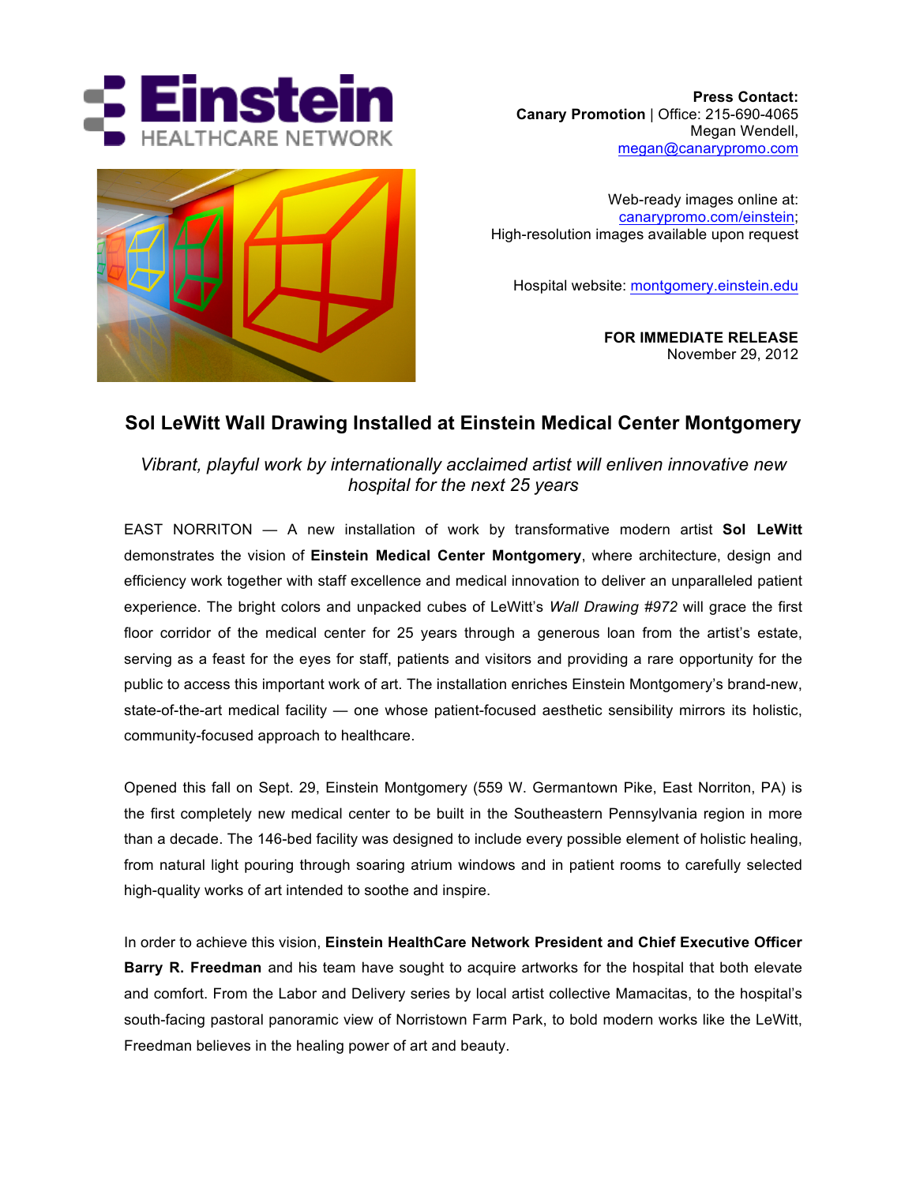**Press Contact:**
**Canary Promotion** | Office: 215-690-4065
Megan Wendell,
megan@canarypromo.com

Web-ready images online at:
canarypromo.com/einstein;
High-resolution images available upon request

Hospital website: montgomery.einstein.edu

**FOR IMMEDIATE RELEASE**
November 29, 2012

# Sol LeWitt Wall Drawing Installed at Einstein Medical Center Montgomery

*Vibrant, playful work by internationally acclaimed artist will enliven innovative new hospital for the next 25 years*

EAST NORRITON — A new installation of work by transformative modern artist **Sol LeWitt** demonstrates the vision of **Einstein Medical Center Montgomery**, where architecture, design and efficiency work together with staff excellence and medical innovation to deliver an unparalleled patient experience. The bright colors and unpacked cubes of LeWitt's *Wall Drawing #972* will grace the first floor corridor of the medical center for 25 years through a generous loan from the artist's estate, serving as a feast for the eyes for staff, patients and visitors and providing a rare opportunity for the public to access this important work of art. The installation enriches Einstein Montgomery's brand-new, state-of-the-art medical facility — one whose patient-focused aesthetic sensibility mirrors its holistic, community-focused approach to healthcare.

Opened this fall on Sept. 29, Einstein Montgomery (559 W. Germantown Pike, East Norriton, PA) is the first completely new medical center to be built in the Southeastern Pennsylvania region in more than a decade. The 146-bed facility was designed to include every possible element of holistic healing, from natural light pouring through soaring atrium windows and in patient rooms to carefully selected high-quality works of art intended to soothe and inspire.

In order to achieve this vision, **Einstein HealthCare Network President and Chief Executive Officer Barry R. Freedman** and his team have sought to acquire artworks for the hospital that both elevate and comfort. From the Labor and Delivery series by local artist collective Mamacitas, to the hospital's south-facing pastoral panoramic view of Norristown Farm Park, to bold modern works like the LeWitt, Freedman believes in the healing power of art and beauty.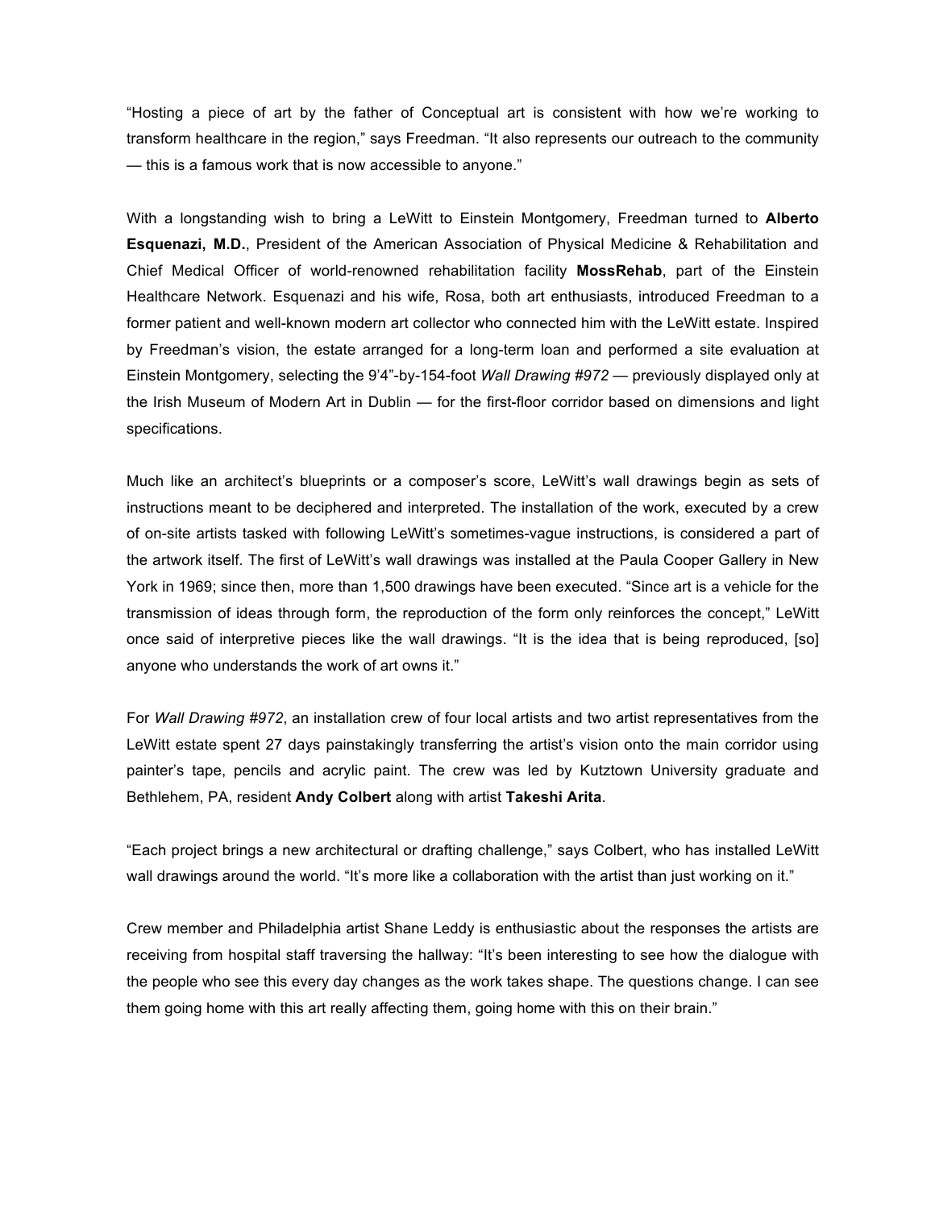"Hosting a piece of art by the father of Conceptual art is consistent with how we're working to transform healthcare in the region," says Freedman. "It also represents our outreach to the community — this is a famous work that is now accessible to anyone."

With a longstanding wish to bring a LeWitt to Einstein Montgomery, Freedman turned to **Alberto Esquenazi, M.D.**, President of the American Association of Physical Medicine & Rehabilitation and Chief Medical Officer of world-renowned rehabilitation facility **MossRehab**, part of the Einstein Healthcare Network. Esquenazi and his wife, Rosa, both art enthusiasts, introduced Freedman to a former patient and well-known modern art collector who connected him with the LeWitt estate. Inspired by Freedman's vision, the estate arranged for a long-term loan and performed a site evaluation at Einstein Montgomery, selecting the 9'4"-by-154-foot *Wall Drawing #972* — previously displayed only at the Irish Museum of Modern Art in Dublin — for the first-floor corridor based on dimensions and light specifications.

Much like an architect's blueprints or a composer's score, LeWitt's wall drawings begin as sets of instructions meant to be deciphered and interpreted. The installation of the work, executed by a crew of on-site artists tasked with following LeWitt's sometimes-vague instructions, is considered a part of the artwork itself. The first of LeWitt's wall drawings was installed at the Paula Cooper Gallery in New York in 1969; since then, more than 1,500 drawings have been executed. "Since art is a vehicle for the transmission of ideas through form, the reproduction of the form only reinforces the concept," LeWitt once said of interpretive pieces like the wall drawings. "It is the idea that is being reproduced, [so] anyone who understands the work of art owns it."

For *Wall Drawing #972*, an installation crew of four local artists and two artist representatives from the LeWitt estate spent 27 days painstakingly transferring the artist's vision onto the main corridor using painter's tape, pencils and acrylic paint. The crew was led by Kutztown University graduate and Bethlehem, PA, resident **Andy Colbert** along with artist **Takeshi Arita**.

"Each project brings a new architectural or drafting challenge," says Colbert, who has installed LeWitt wall drawings around the world. "It's more like a collaboration with the artist than just working on it."

Crew member and Philadelphia artist Shane Leddy is enthusiastic about the responses the artists are receiving from hospital staff traversing the hallway: "It's been interesting to see how the dialogue with the people who see this every day changes as the work takes shape. The questions change. I can see them going home with this art really affecting them, going home with this on their brain."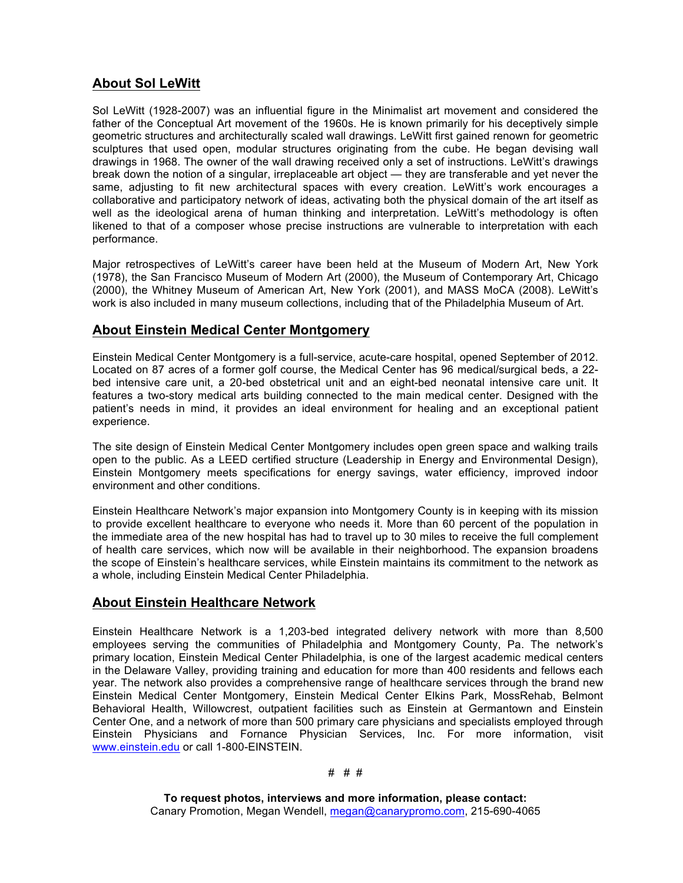## About Sol LeWitt

Sol LeWitt (1928-2007) was an influential figure in the Minimalist art movement and considered the father of the Conceptual Art movement of the 1960s. He is known primarily for his deceptively simple geometric structures and architecturally scaled wall drawings. LeWitt first gained renown for geometric sculptures that used open, modular structures originating from the cube. He began devising wall drawings in 1968. The owner of the wall drawing received only a set of instructions. LeWitt's drawings break down the notion of a singular, irreplaceable art object — they are transferable and yet never the same, adjusting to fit new architectural spaces with every creation. LeWitt's work encourages a collaborative and participatory network of ideas, activating both the physical domain of the art itself as well as the ideological arena of human thinking and interpretation. LeWitt's methodology is often likened to that of a composer whose precise instructions are vulnerable to interpretation with each performance.

Major retrospectives of LeWitt's career have been held at the Museum of Modern Art, New York (1978), the San Francisco Museum of Modern Art (2000), the Museum of Contemporary Art, Chicago (2000), the Whitney Museum of American Art, New York (2001), and MASS MoCA (2008). LeWitt's work is also included in many museum collections, including that of the Philadelphia Museum of Art.

## About Einstein Medical Center Montgomery

Einstein Medical Center Montgomery is a full-service, acute-care hospital, opened September of 2012. Located on 87 acres of a former golf course, the Medical Center has 96 medical/surgical beds, a 22-bed intensive care unit, a 20-bed obstetrical unit and an eight-bed neonatal intensive care unit. It features a two-story medical arts building connected to the main medical center. Designed with the patient's needs in mind, it provides an ideal environment for healing and an exceptional patient experience.

The site design of Einstein Medical Center Montgomery includes open green space and walking trails open to the public. As a LEED certified structure (Leadership in Energy and Environmental Design), Einstein Montgomery meets specifications for energy savings, water efficiency, improved indoor environment and other conditions.

Einstein Healthcare Network's major expansion into Montgomery County is in keeping with its mission to provide excellent healthcare to everyone who needs it. More than 60 percent of the population in the immediate area of the new hospital has had to travel up to 30 miles to receive the full complement of health care services, which now will be available in their neighborhood. The expansion broadens the scope of Einstein's healthcare services, while Einstein maintains its commitment to the network as a whole, including Einstein Medical Center Philadelphia.

## About Einstein Healthcare Network

Einstein Healthcare Network is a 1,203-bed integrated delivery network with more than 8,500 employees serving the communities of Philadelphia and Montgomery County, Pa. The network's primary location, Einstein Medical Center Philadelphia, is one of the largest academic medical centers in the Delaware Valley, providing training and education for more than 400 residents and fellows each year. The network also provides a comprehensive range of healthcare services through the brand new Einstein Medical Center Montgomery, Einstein Medical Center Elkins Park, MossRehab, Belmont Behavioral Health, Willowcrest, outpatient facilities such as Einstein at Germantown and Einstein Center One, and a network of more than 500 primary care physicians and specialists employed through Einstein Physicians and Fornance Physician Services, Inc. For more information, visit www.einstein.edu or call 1-800-EINSTEIN.

# # #

**To request photos, interviews and more information, please contact:**
Canary Promotion, Megan Wendell, megan@canarypromo.com, 215-690-4065